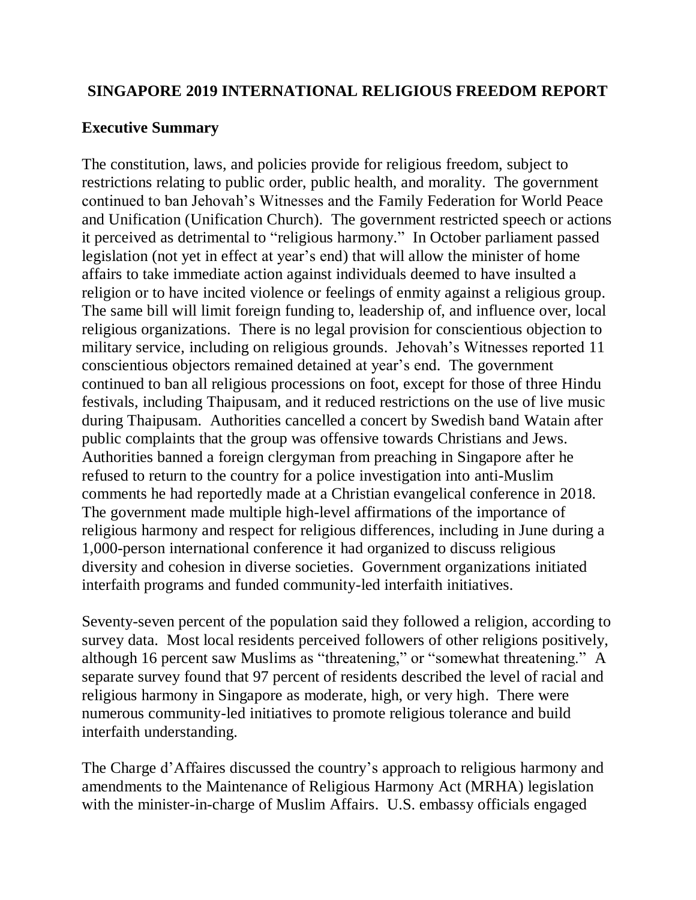# SINGAPORE 2019 INTERNATIONAL RELIGIOUS FREEDOM REPORT

## Executive Summary

The constitution, laws, and policies provide for religious freedom, subject to restrictions relating to public order, public health, and morality. The government continued to ban Jehovah's Witnesses and the Family Federation for World Peace and Unification (Unification Church). The government restricted speech or actions it perceived as detrimental to "religious harmony." In October parliament passed legislation (not yet in effect at year's end) that will allow the minister of home affairs to take immediate action against individuals deemed to have insulted a religion or to have incited violence or feelings of enmity against a religious group. The same bill will limit foreign funding to, leadership of, and influence over, local religious organizations. There is no legal provision for conscientious objection to military service, including on religious grounds. Jehovah's Witnesses reported 11 conscientious objectors remained detained at year's end. The government continued to ban all religious processions on foot, except for those of three Hindu festivals, including Thaipusam, and it reduced restrictions on the use of live music during Thaipusam. Authorities cancelled a concert by Swedish band Watain after public complaints that the group was offensive towards Christians and Jews. Authorities banned a foreign clergyman from preaching in Singapore after he refused to return to the country for a police investigation into anti-Muslim comments he had reportedly made at a Christian evangelical conference in 2018. The government made multiple high-level affirmations of the importance of religious harmony and respect for religious differences, including in June during a 1,000-person international conference it had organized to discuss religious diversity and cohesion in diverse societies. Government organizations initiated interfaith programs and funded community-led interfaith initiatives.

Seventy-seven percent of the population said they followed a religion, according to survey data. Most local residents perceived followers of other religions positively, although 16 percent saw Muslims as "threatening," or "somewhat threatening." A separate survey found that 97 percent of residents described the level of racial and religious harmony in Singapore as moderate, high, or very high. There were numerous community-led initiatives to promote religious tolerance and build interfaith understanding.

The Charge d'Affaires discussed the country's approach to religious harmony and amendments to the Maintenance of Religious Harmony Act (MRHA) legislation with the minister-in-charge of Muslim Affairs. U.S. embassy officials engaged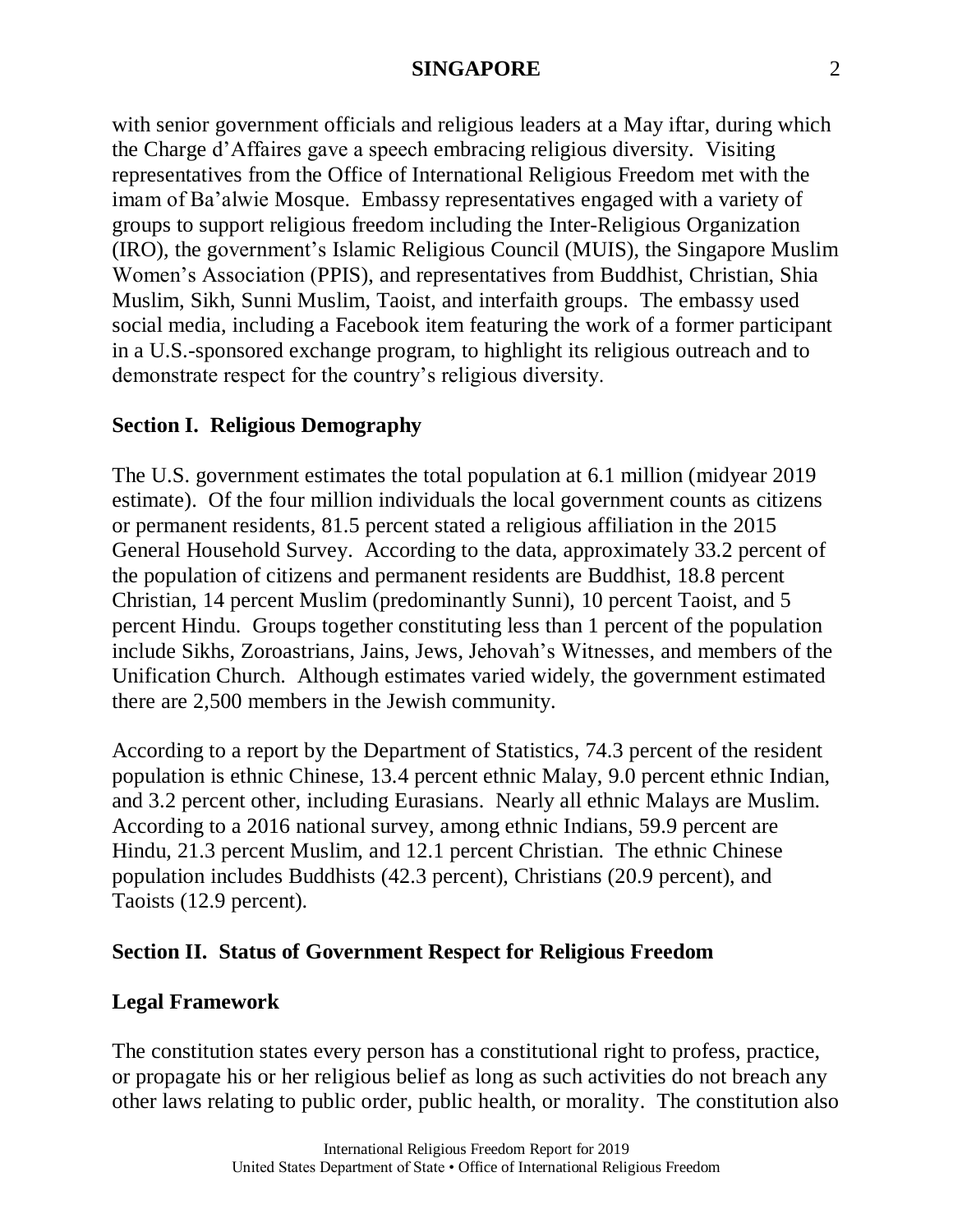with senior government officials and religious leaders at a May iftar, during which the Charge d'Affaires gave a speech embracing religious diversity. Visiting representatives from the Office of International Religious Freedom met with the imam of Ba'alwie Mosque. Embassy representatives engaged with a variety of groups to support religious freedom including the Inter-Religious Organization (IRO), the government's Islamic Religious Council (MUIS), the Singapore Muslim Women's Association (PPIS), and representatives from Buddhist, Christian, Shia Muslim, Sikh, Sunni Muslim, Taoist, and interfaith groups. The embassy used social media, including a Facebook item featuring the work of a former participant in a U.S.-sponsored exchange program, to highlight its religious outreach and to demonstrate respect for the country's religious diversity.

## Section I. Religious Demography

The U.S. government estimates the total population at 6.1 million (midyear 2019 estimate). Of the four million individuals the local government counts as citizens or permanent residents, 81.5 percent stated a religious affiliation in the 2015 General Household Survey. According to the data, approximately 33.2 percent of the population of citizens and permanent residents are Buddhist, 18.8 percent Christian, 14 percent Muslim (predominantly Sunni), 10 percent Taoist, and 5 percent Hindu. Groups together constituting less than 1 percent of the population include Sikhs, Zoroastrians, Jains, Jews, Jehovah's Witnesses, and members of the Unification Church. Although estimates varied widely, the government estimated there are 2,500 members in the Jewish community.

According to a report by the Department of Statistics, 74.3 percent of the resident population is ethnic Chinese, 13.4 percent ethnic Malay, 9.0 percent ethnic Indian, and 3.2 percent other, including Eurasians. Nearly all ethnic Malays are Muslim. According to a 2016 national survey, among ethnic Indians, 59.9 percent are Hindu, 21.3 percent Muslim, and 12.1 percent Christian. The ethnic Chinese population includes Buddhists (42.3 percent), Christians (20.9 percent), and Taoists (12.9 percent).

## Section II. Status of Government Respect for Religious Freedom

### Legal Framework

The constitution states every person has a constitutional right to profess, practice, or propagate his or her religious belief as long as such activities do not breach any other laws relating to public order, public health, or morality. The constitution also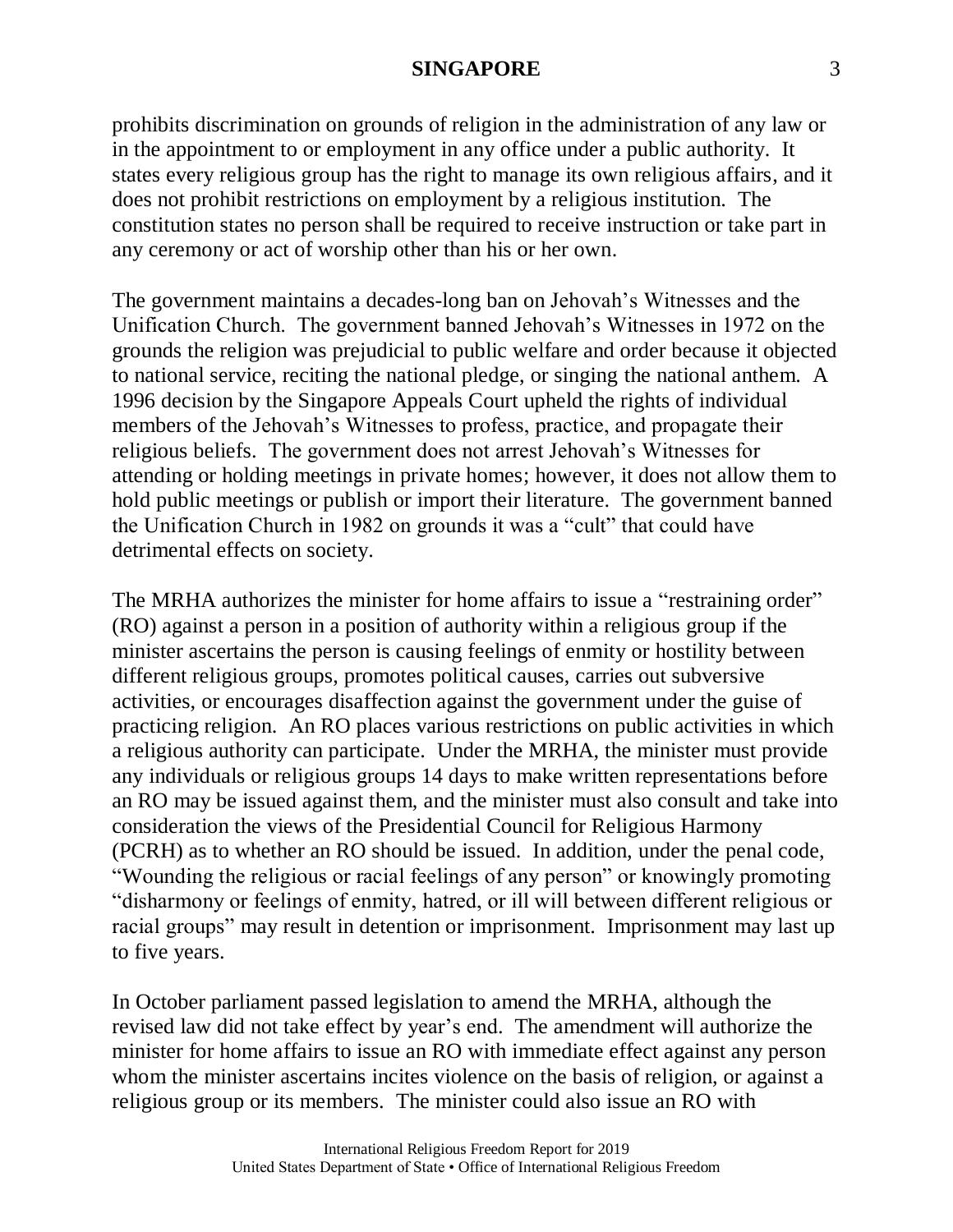prohibits discrimination on grounds of religion in the administration of any law or in the appointment to or employment in any office under a public authority. It states every religious group has the right to manage its own religious affairs, and it does not prohibit restrictions on employment by a religious institution. The constitution states no person shall be required to receive instruction or take part in any ceremony or act of worship other than his or her own.

The government maintains a decades-long ban on Jehovah's Witnesses and the Unification Church. The government banned Jehovah's Witnesses in 1972 on the grounds the religion was prejudicial to public welfare and order because it objected to national service, reciting the national pledge, or singing the national anthem. A 1996 decision by the Singapore Appeals Court upheld the rights of individual members of the Jehovah's Witnesses to profess, practice, and propagate their religious beliefs. The government does not arrest Jehovah's Witnesses for attending or holding meetings in private homes; however, it does not allow them to hold public meetings or publish or import their literature. The government banned the Unification Church in 1982 on grounds it was a "cult" that could have detrimental effects on society.

The MRHA authorizes the minister for home affairs to issue a "restraining order" (RO) against a person in a position of authority within a religious group if the minister ascertains the person is causing feelings of enmity or hostility between different religious groups, promotes political causes, carries out subversive activities, or encourages disaffection against the government under the guise of practicing religion. An RO places various restrictions on public activities in which a religious authority can participate. Under the MRHA, the minister must provide any individuals or religious groups 14 days to make written representations before an RO may be issued against them, and the minister must also consult and take into consideration the views of the Presidential Council for Religious Harmony (PCRH) as to whether an RO should be issued. In addition, under the penal code, "Wounding the religious or racial feelings of any person" or knowingly promoting "disharmony or feelings of enmity, hatred, or ill will between different religious or racial groups" may result in detention or imprisonment. Imprisonment may last up to five years.

In October parliament passed legislation to amend the MRHA, although the revised law did not take effect by year's end. The amendment will authorize the minister for home affairs to issue an RO with immediate effect against any person whom the minister ascertains incites violence on the basis of religion, or against a religious group or its members. The minister could also issue an RO with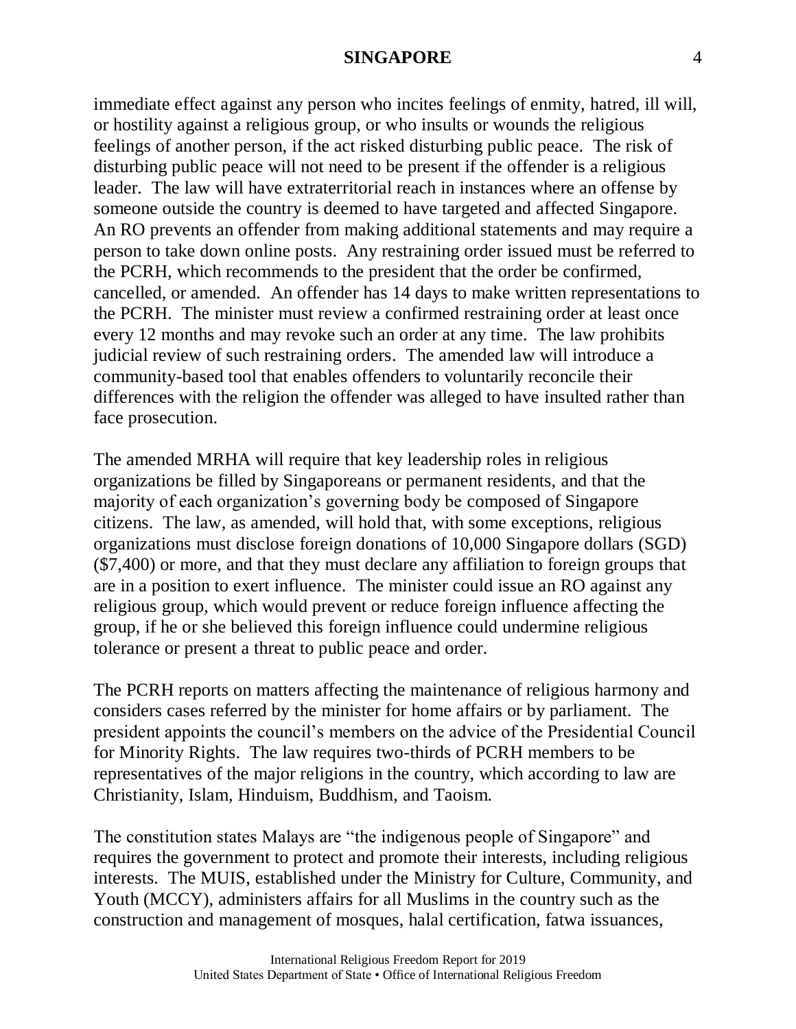immediate effect against any person who incites feelings of enmity, hatred, ill will, or hostility against a religious group, or who insults or wounds the religious feelings of another person, if the act risked disturbing public peace. The risk of disturbing public peace will not need to be present if the offender is a religious leader. The law will have extraterritorial reach in instances where an offense by someone outside the country is deemed to have targeted and affected Singapore. An RO prevents an offender from making additional statements and may require a person to take down online posts. Any restraining order issued must be referred to the PCRH, which recommends to the president that the order be confirmed, cancelled, or amended. An offender has 14 days to make written representations to the PCRH. The minister must review a confirmed restraining order at least once every 12 months and may revoke such an order at any time. The law prohibits judicial review of such restraining orders. The amended law will introduce a community-based tool that enables offenders to voluntarily reconcile their differences with the religion the offender was alleged to have insulted rather than face prosecution.

The amended MRHA will require that key leadership roles in religious organizations be filled by Singaporeans or permanent residents, and that the majority of each organization's governing body be composed of Singapore citizens. The law, as amended, will hold that, with some exceptions, religious organizations must disclose foreign donations of 10,000 Singapore dollars (SGD) ($7,400) or more, and that they must declare any affiliation to foreign groups that are in a position to exert influence. The minister could issue an RO against any religious group, which would prevent or reduce foreign influence affecting the group, if he or she believed this foreign influence could undermine religious tolerance or present a threat to public peace and order.

The PCRH reports on matters affecting the maintenance of religious harmony and considers cases referred by the minister for home affairs or by parliament. The president appoints the council's members on the advice of the Presidential Council for Minority Rights. The law requires two-thirds of PCRH members to be representatives of the major religions in the country, which according to law are Christianity, Islam, Hinduism, Buddhism, and Taoism.

The constitution states Malays are "the indigenous people of Singapore" and requires the government to protect and promote their interests, including religious interests. The MUIS, established under the Ministry for Culture, Community, and Youth (MCCY), administers affairs for all Muslims in the country such as the construction and management of mosques, halal certification, fatwa issuances,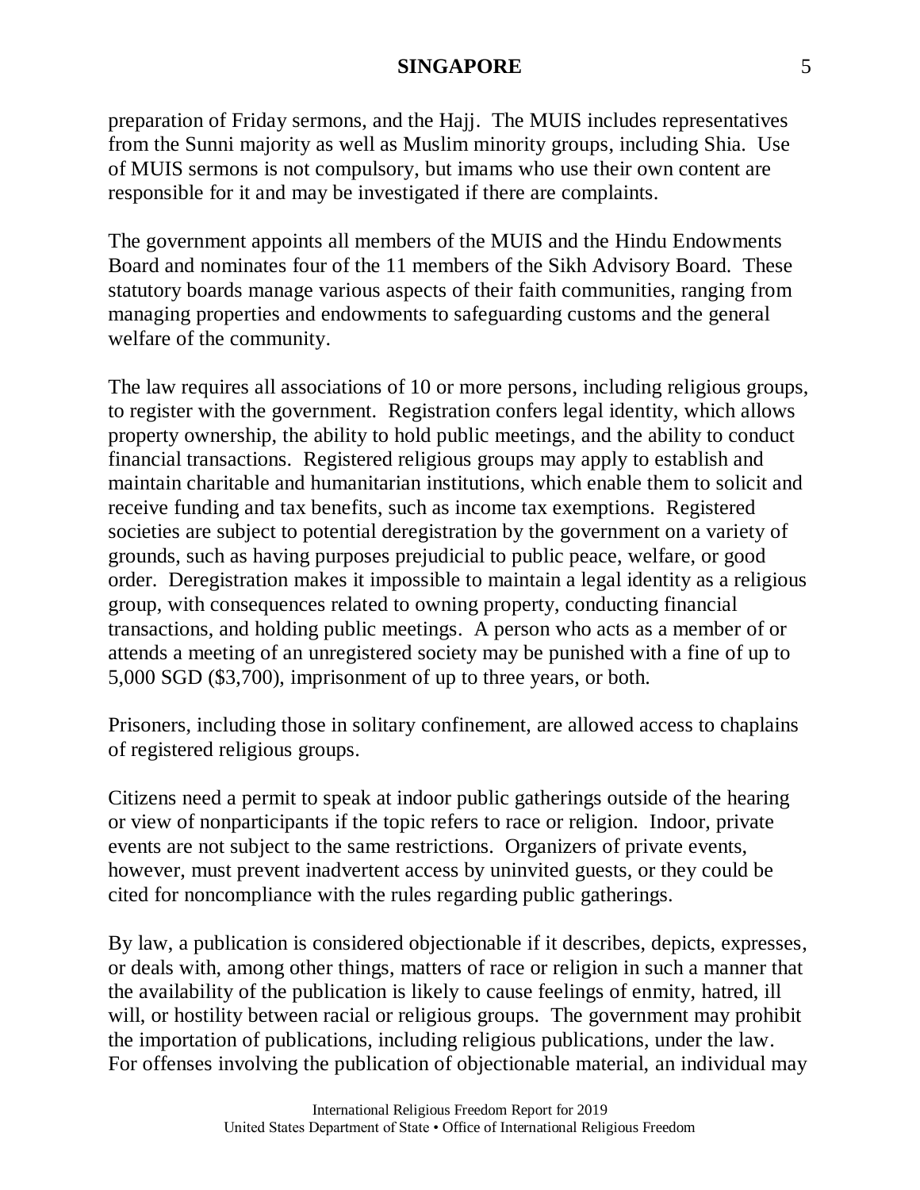preparation of Friday sermons, and the Hajj. The MUIS includes representatives from the Sunni majority as well as Muslim minority groups, including Shia. Use of MUIS sermons is not compulsory, but imams who use their own content are responsible for it and may be investigated if there are complaints.

The government appoints all members of the MUIS and the Hindu Endowments Board and nominates four of the 11 members of the Sikh Advisory Board. These statutory boards manage various aspects of their faith communities, ranging from managing properties and endowments to safeguarding customs and the general welfare of the community.

The law requires all associations of 10 or more persons, including religious groups, to register with the government. Registration confers legal identity, which allows property ownership, the ability to hold public meetings, and the ability to conduct financial transactions. Registered religious groups may apply to establish and maintain charitable and humanitarian institutions, which enable them to solicit and receive funding and tax benefits, such as income tax exemptions. Registered societies are subject to potential deregistration by the government on a variety of grounds, such as having purposes prejudicial to public peace, welfare, or good order. Deregistration makes it impossible to maintain a legal identity as a religious group, with consequences related to owning property, conducting financial transactions, and holding public meetings. A person who acts as a member of or attends a meeting of an unregistered society may be punished with a fine of up to 5,000 SGD ($3,700), imprisonment of up to three years, or both.

Prisoners, including those in solitary confinement, are allowed access to chaplains of registered religious groups.

Citizens need a permit to speak at indoor public gatherings outside of the hearing or view of nonparticipants if the topic refers to race or religion. Indoor, private events are not subject to the same restrictions. Organizers of private events, however, must prevent inadvertent access by uninvited guests, or they could be cited for noncompliance with the rules regarding public gatherings.

By law, a publication is considered objectionable if it describes, depicts, expresses, or deals with, among other things, matters of race or religion in such a manner that the availability of the publication is likely to cause feelings of enmity, hatred, ill will, or hostility between racial or religious groups. The government may prohibit the importation of publications, including religious publications, under the law. For offenses involving the publication of objectionable material, an individual may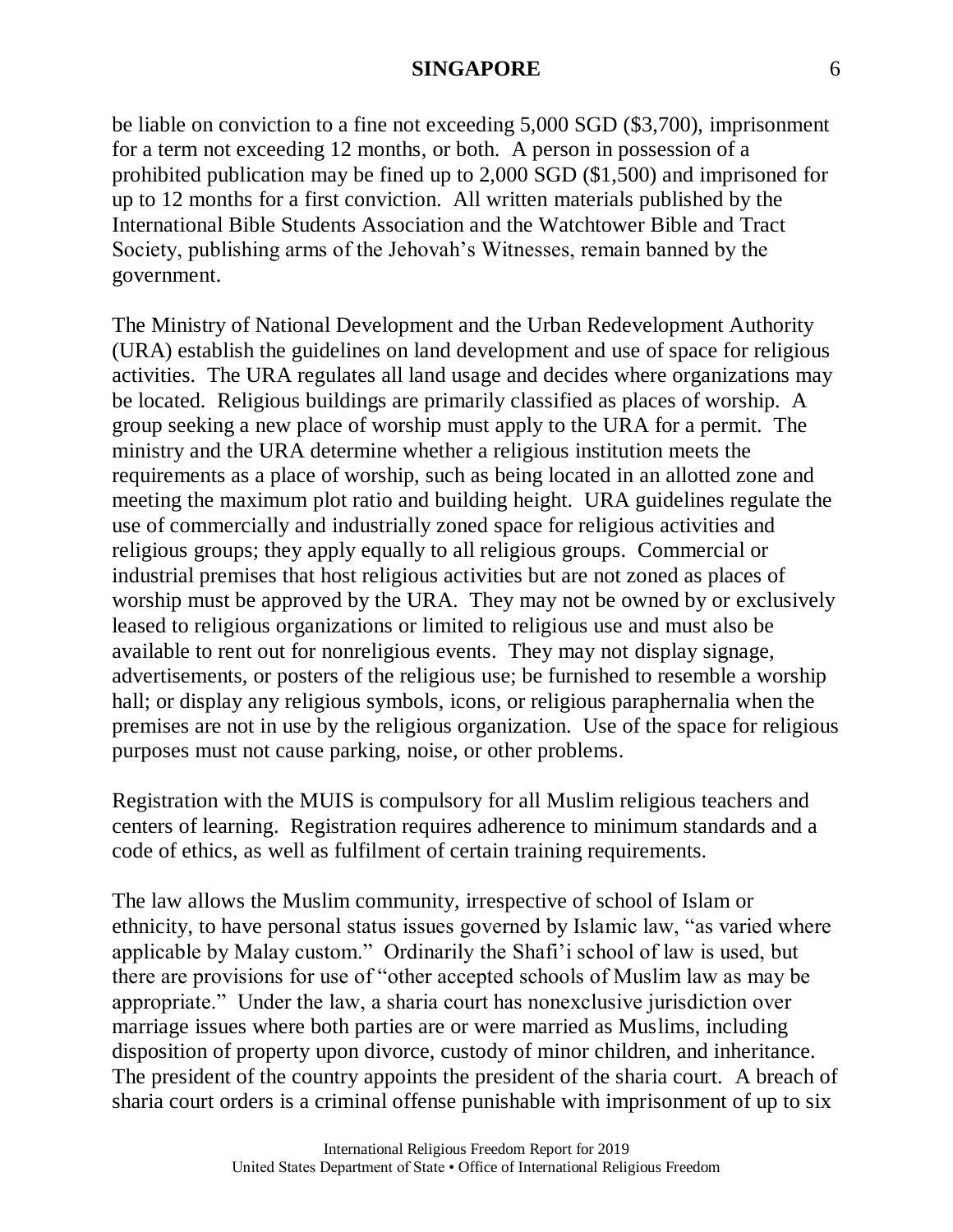be liable on conviction to a fine not exceeding 5,000 SGD ($3,700), imprisonment for a term not exceeding 12 months, or both. A person in possession of a prohibited publication may be fined up to 2,000 SGD ($1,500) and imprisoned for up to 12 months for a first conviction. All written materials published by the International Bible Students Association and the Watchtower Bible and Tract Society, publishing arms of the Jehovah's Witnesses, remain banned by the government.

The Ministry of National Development and the Urban Redevelopment Authority (URA) establish the guidelines on land development and use of space for religious activities. The URA regulates all land usage and decides where organizations may be located. Religious buildings are primarily classified as places of worship. A group seeking a new place of worship must apply to the URA for a permit. The ministry and the URA determine whether a religious institution meets the requirements as a place of worship, such as being located in an allotted zone and meeting the maximum plot ratio and building height. URA guidelines regulate the use of commercially and industrially zoned space for religious activities and religious groups; they apply equally to all religious groups. Commercial or industrial premises that host religious activities but are not zoned as places of worship must be approved by the URA. They may not be owned by or exclusively leased to religious organizations or limited to religious use and must also be available to rent out for nonreligious events. They may not display signage, advertisements, or posters of the religious use; be furnished to resemble a worship hall; or display any religious symbols, icons, or religious paraphernalia when the premises are not in use by the religious organization. Use of the space for religious purposes must not cause parking, noise, or other problems.

Registration with the MUIS is compulsory for all Muslim religious teachers and centers of learning. Registration requires adherence to minimum standards and a code of ethics, as well as fulfilment of certain training requirements.

The law allows the Muslim community, irrespective of school of Islam or ethnicity, to have personal status issues governed by Islamic law, "as varied where applicable by Malay custom." Ordinarily the Shafi'i school of law is used, but there are provisions for use of "other accepted schools of Muslim law as may be appropriate." Under the law, a sharia court has nonexclusive jurisdiction over marriage issues where both parties are or were married as Muslims, including disposition of property upon divorce, custody of minor children, and inheritance. The president of the country appoints the president of the sharia court. A breach of sharia court orders is a criminal offense punishable with imprisonment of up to six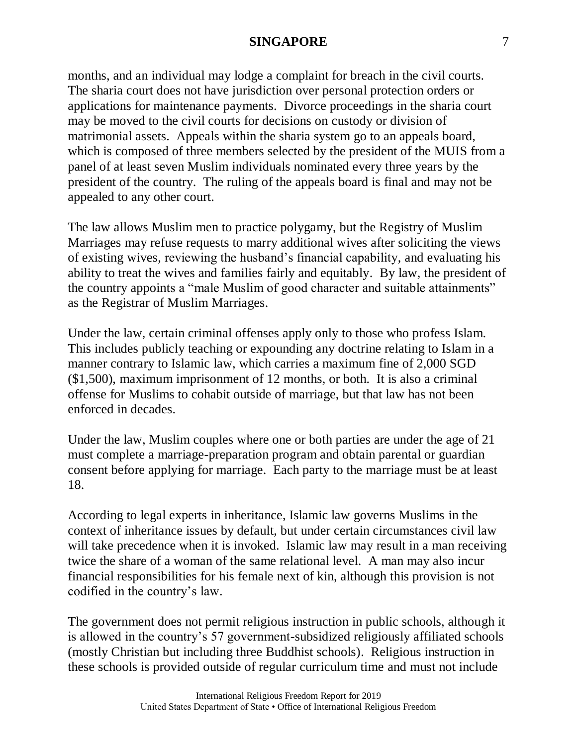months, and an individual may lodge a complaint for breach in the civil courts. The sharia court does not have jurisdiction over personal protection orders or applications for maintenance payments. Divorce proceedings in the sharia court may be moved to the civil courts for decisions on custody or division of matrimonial assets. Appeals within the sharia system go to an appeals board, which is composed of three members selected by the president of the MUIS from a panel of at least seven Muslim individuals nominated every three years by the president of the country. The ruling of the appeals board is final and may not be appealed to any other court.

The law allows Muslim men to practice polygamy, but the Registry of Muslim Marriages may refuse requests to marry additional wives after soliciting the views of existing wives, reviewing the husband's financial capability, and evaluating his ability to treat the wives and families fairly and equitably. By law, the president of the country appoints a "male Muslim of good character and suitable attainments" as the Registrar of Muslim Marriages.

Under the law, certain criminal offenses apply only to those who profess Islam. This includes publicly teaching or expounding any doctrine relating to Islam in a manner contrary to Islamic law, which carries a maximum fine of 2,000 SGD ($1,500), maximum imprisonment of 12 months, or both. It is also a criminal offense for Muslims to cohabit outside of marriage, but that law has not been enforced in decades.

Under the law, Muslim couples where one or both parties are under the age of 21 must complete a marriage-preparation program and obtain parental or guardian consent before applying for marriage. Each party to the marriage must be at least 18.

According to legal experts in inheritance, Islamic law governs Muslims in the context of inheritance issues by default, but under certain circumstances civil law will take precedence when it is invoked. Islamic law may result in a man receiving twice the share of a woman of the same relational level. A man may also incur financial responsibilities for his female next of kin, although this provision is not codified in the country's law.

The government does not permit religious instruction in public schools, although it is allowed in the country's 57 government-subsidized religiously affiliated schools (mostly Christian but including three Buddhist schools). Religious instruction in these schools is provided outside of regular curriculum time and must not include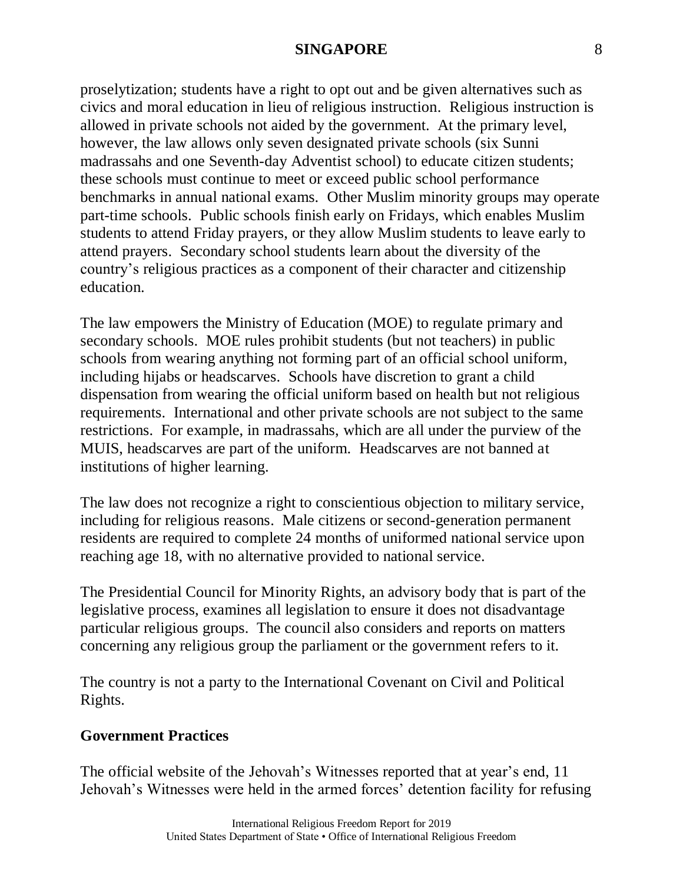proselytization; students have a right to opt out and be given alternatives such as civics and moral education in lieu of religious instruction. Religious instruction is allowed in private schools not aided by the government. At the primary level, however, the law allows only seven designated private schools (six Sunni madrassahs and one Seventh-day Adventist school) to educate citizen students; these schools must continue to meet or exceed public school performance benchmarks in annual national exams. Other Muslim minority groups may operate part-time schools. Public schools finish early on Fridays, which enables Muslim students to attend Friday prayers, or they allow Muslim students to leave early to attend prayers. Secondary school students learn about the diversity of the country's religious practices as a component of their character and citizenship education.

The law empowers the Ministry of Education (MOE) to regulate primary and secondary schools. MOE rules prohibit students (but not teachers) in public schools from wearing anything not forming part of an official school uniform, including hijabs or headscarves. Schools have discretion to grant a child dispensation from wearing the official uniform based on health but not religious requirements. International and other private schools are not subject to the same restrictions. For example, in madrassahs, which are all under the purview of the MUIS, headscarves are part of the uniform. Headscarves are not banned at institutions of higher learning.

The law does not recognize a right to conscientious objection to military service, including for religious reasons. Male citizens or second-generation permanent residents are required to complete 24 months of uniformed national service upon reaching age 18, with no alternative provided to national service.

The Presidential Council for Minority Rights, an advisory body that is part of the legislative process, examines all legislation to ensure it does not disadvantage particular religious groups. The council also considers and reports on matters concerning any religious group the parliament or the government refers to it.

The country is not a party to the International Covenant on Civil and Political Rights.

## Government Practices

The official website of the Jehovah's Witnesses reported that at year's end, 11 Jehovah's Witnesses were held in the armed forces' detention facility for refusing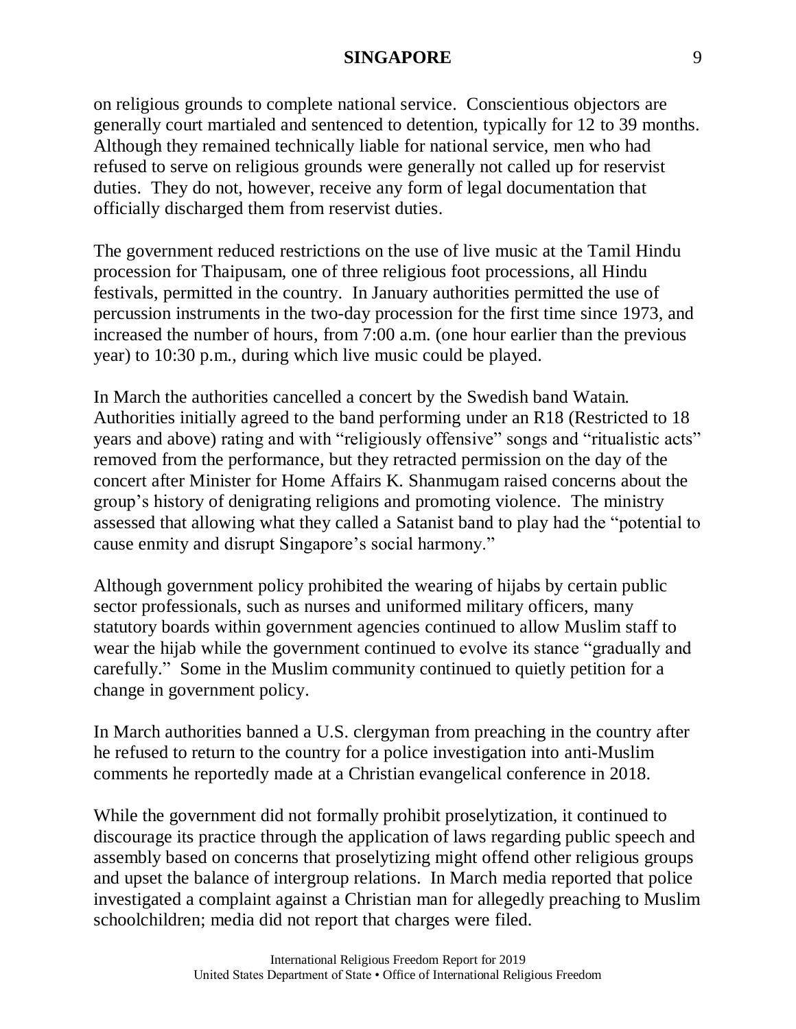on religious grounds to complete national service. Conscientious objectors are generally court martialed and sentenced to detention, typically for 12 to 39 months. Although they remained technically liable for national service, men who had refused to serve on religious grounds were generally not called up for reservist duties. They do not, however, receive any form of legal documentation that officially discharged them from reservist duties.

The government reduced restrictions on the use of live music at the Tamil Hindu procession for Thaipusam, one of three religious foot processions, all Hindu festivals, permitted in the country. In January authorities permitted the use of percussion instruments in the two-day procession for the first time since 1973, and increased the number of hours, from 7:00 a.m. (one hour earlier than the previous year) to 10:30 p.m., during which live music could be played.

In March the authorities cancelled a concert by the Swedish band Watain. Authorities initially agreed to the band performing under an R18 (Restricted to 18 years and above) rating and with "religiously offensive" songs and "ritualistic acts" removed from the performance, but they retracted permission on the day of the concert after Minister for Home Affairs K. Shanmugam raised concerns about the group's history of denigrating religions and promoting violence. The ministry assessed that allowing what they called a Satanist band to play had the "potential to cause enmity and disrupt Singapore's social harmony."

Although government policy prohibited the wearing of hijabs by certain public sector professionals, such as nurses and uniformed military officers, many statutory boards within government agencies continued to allow Muslim staff to wear the hijab while the government continued to evolve its stance "gradually and carefully." Some in the Muslim community continued to quietly petition for a change in government policy.

In March authorities banned a U.S. clergyman from preaching in the country after he refused to return to the country for a police investigation into anti-Muslim comments he reportedly made at a Christian evangelical conference in 2018.

While the government did not formally prohibit proselytization, it continued to discourage its practice through the application of laws regarding public speech and assembly based on concerns that proselytizing might offend other religious groups and upset the balance of intergroup relations. In March media reported that police investigated a complaint against a Christian man for allegedly preaching to Muslim schoolchildren; media did not report that charges were filed.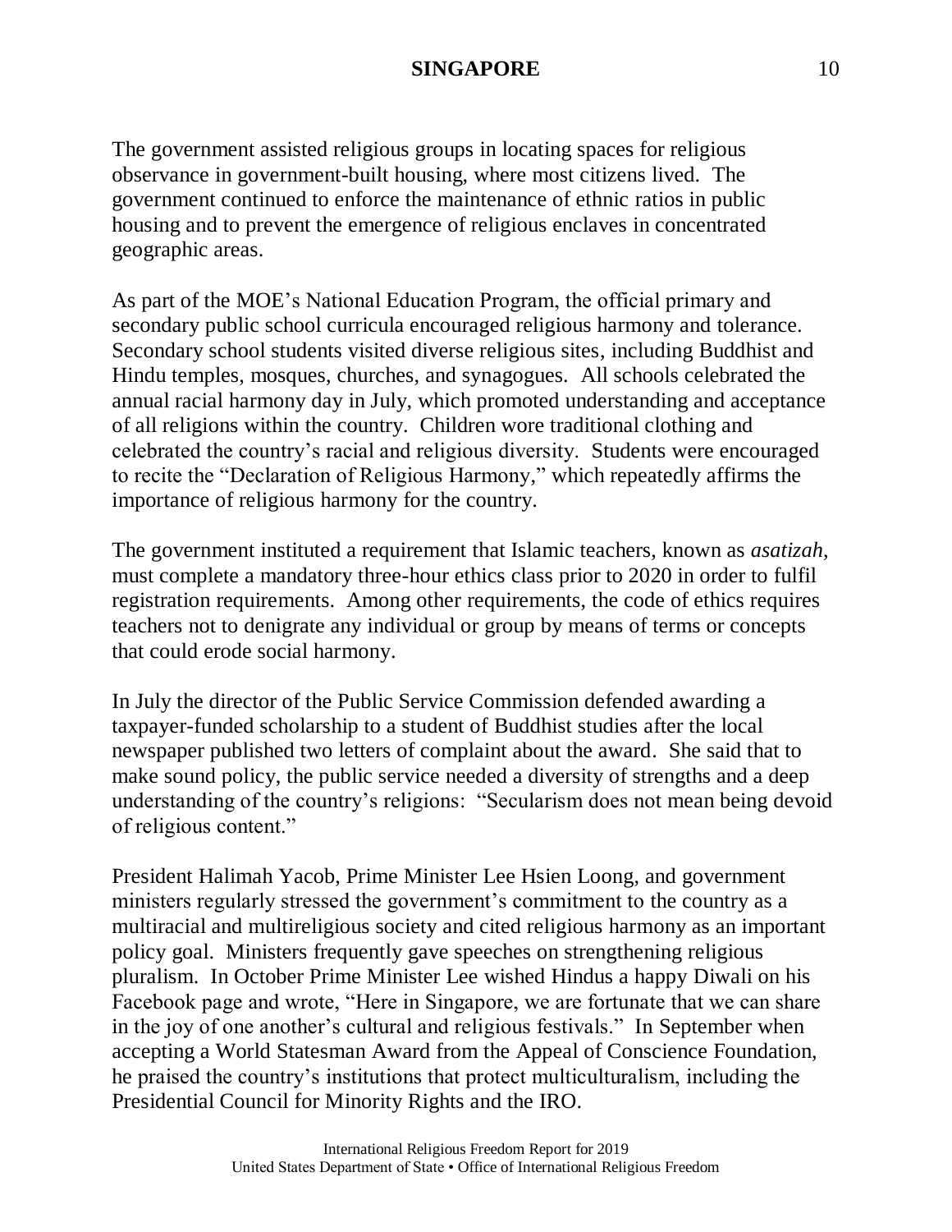The government assisted religious groups in locating spaces for religious observance in government-built housing, where most citizens lived. The government continued to enforce the maintenance of ethnic ratios in public housing and to prevent the emergence of religious enclaves in concentrated geographic areas.

As part of the MOE's National Education Program, the official primary and secondary public school curricula encouraged religious harmony and tolerance. Secondary school students visited diverse religious sites, including Buddhist and Hindu temples, mosques, churches, and synagogues. All schools celebrated the annual racial harmony day in July, which promoted understanding and acceptance of all religions within the country. Children wore traditional clothing and celebrated the country's racial and religious diversity. Students were encouraged to recite the "Declaration of Religious Harmony," which repeatedly affirms the importance of religious harmony for the country.

The government instituted a requirement that Islamic teachers, known as *asatizah*, must complete a mandatory three-hour ethics class prior to 2020 in order to fulfil registration requirements. Among other requirements, the code of ethics requires teachers not to denigrate any individual or group by means of terms or concepts that could erode social harmony.

In July the director of the Public Service Commission defended awarding a taxpayer-funded scholarship to a student of Buddhist studies after the local newspaper published two letters of complaint about the award. She said that to make sound policy, the public service needed a diversity of strengths and a deep understanding of the country's religions: "Secularism does not mean being devoid of religious content."

President Halimah Yacob, Prime Minister Lee Hsien Loong, and government ministers regularly stressed the government's commitment to the country as a multiracial and multireligious society and cited religious harmony as an important policy goal. Ministers frequently gave speeches on strengthening religious pluralism. In October Prime Minister Lee wished Hindus a happy Diwali on his Facebook page and wrote, "Here in Singapore, we are fortunate that we can share in the joy of one another's cultural and religious festivals." In September when accepting a World Statesman Award from the Appeal of Conscience Foundation, he praised the country's institutions that protect multiculturalism, including the Presidential Council for Minority Rights and the IRO.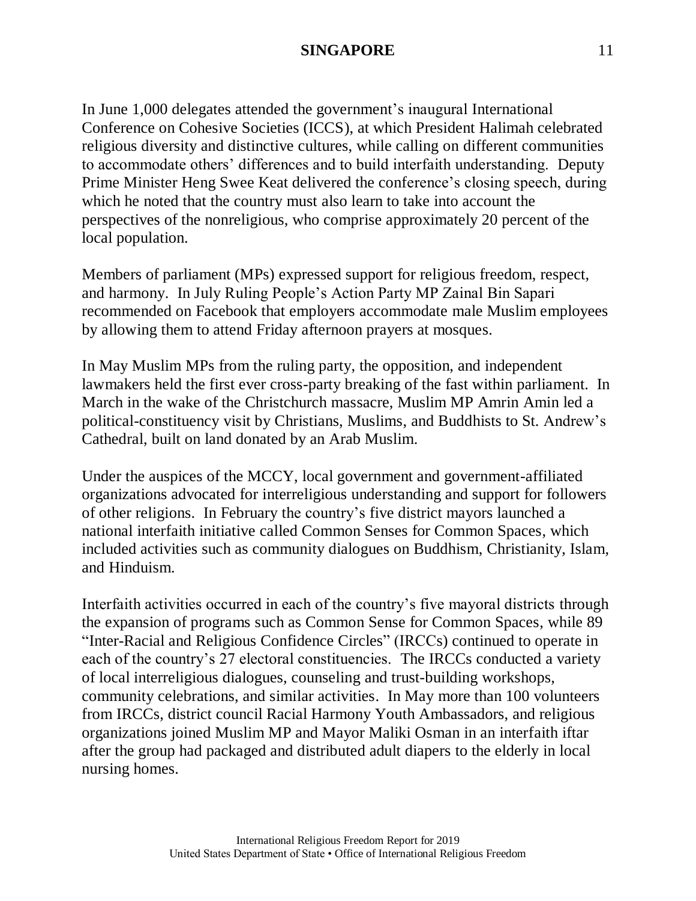In June 1,000 delegates attended the government's inaugural International Conference on Cohesive Societies (ICCS), at which President Halimah celebrated religious diversity and distinctive cultures, while calling on different communities to accommodate others' differences and to build interfaith understanding. Deputy Prime Minister Heng Swee Keat delivered the conference's closing speech, during which he noted that the country must also learn to take into account the perspectives of the nonreligious, who comprise approximately 20 percent of the local population.

Members of parliament (MPs) expressed support for religious freedom, respect, and harmony. In July Ruling People's Action Party MP Zainal Bin Sapari recommended on Facebook that employers accommodate male Muslim employees by allowing them to attend Friday afternoon prayers at mosques.

In May Muslim MPs from the ruling party, the opposition, and independent lawmakers held the first ever cross-party breaking of the fast within parliament. In March in the wake of the Christchurch massacre, Muslim MP Amrin Amin led a political-constituency visit by Christians, Muslims, and Buddhists to St. Andrew's Cathedral, built on land donated by an Arab Muslim.

Under the auspices of the MCCY, local government and government-affiliated organizations advocated for interreligious understanding and support for followers of other religions. In February the country's five district mayors launched a national interfaith initiative called Common Senses for Common Spaces, which included activities such as community dialogues on Buddhism, Christianity, Islam, and Hinduism.

Interfaith activities occurred in each of the country's five mayoral districts through the expansion of programs such as Common Sense for Common Spaces, while 89 "Inter-Racial and Religious Confidence Circles" (IRCCs) continued to operate in each of the country's 27 electoral constituencies. The IRCCs conducted a variety of local interreligious dialogues, counseling and trust-building workshops, community celebrations, and similar activities. In May more than 100 volunteers from IRCCs, district council Racial Harmony Youth Ambassadors, and religious organizations joined Muslim MP and Mayor Maliki Osman in an interfaith iftar after the group had packaged and distributed adult diapers to the elderly in local nursing homes.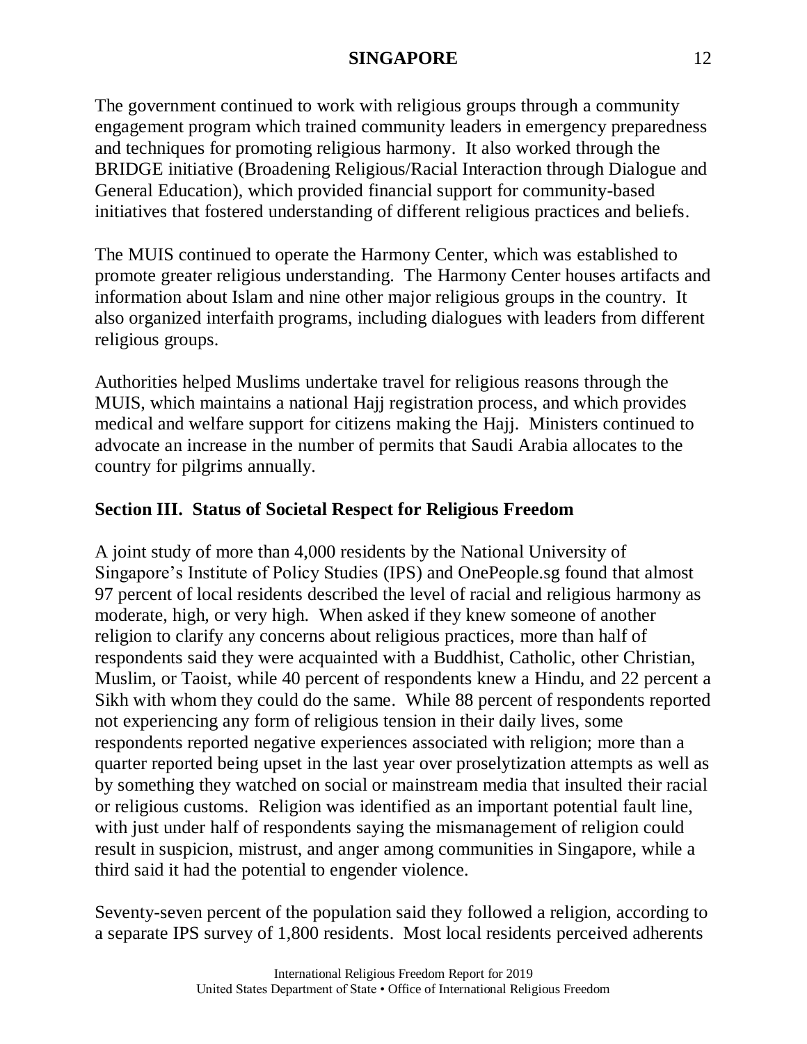The government continued to work with religious groups through a community engagement program which trained community leaders in emergency preparedness and techniques for promoting religious harmony. It also worked through the BRIDGE initiative (Broadening Religious/Racial Interaction through Dialogue and General Education), which provided financial support for community-based initiatives that fostered understanding of different religious practices and beliefs.

The MUIS continued to operate the Harmony Center, which was established to promote greater religious understanding. The Harmony Center houses artifacts and information about Islam and nine other major religious groups in the country. It also organized interfaith programs, including dialogues with leaders from different religious groups.

Authorities helped Muslims undertake travel for religious reasons through the MUIS, which maintains a national Hajj registration process, and which provides medical and welfare support for citizens making the Hajj. Ministers continued to advocate an increase in the number of permits that Saudi Arabia allocates to the country for pilgrims annually.

## Section III. Status of Societal Respect for Religious Freedom

A joint study of more than 4,000 residents by the National University of Singapore's Institute of Policy Studies (IPS) and OnePeople.sg found that almost 97 percent of local residents described the level of racial and religious harmony as moderate, high, or very high. When asked if they knew someone of another religion to clarify any concerns about religious practices, more than half of respondents said they were acquainted with a Buddhist, Catholic, other Christian, Muslim, or Taoist, while 40 percent of respondents knew a Hindu, and 22 percent a Sikh with whom they could do the same. While 88 percent of respondents reported not experiencing any form of religious tension in their daily lives, some respondents reported negative experiences associated with religion; more than a quarter reported being upset in the last year over proselytization attempts as well as by something they watched on social or mainstream media that insulted their racial or religious customs. Religion was identified as an important potential fault line, with just under half of respondents saying the mismanagement of religion could result in suspicion, mistrust, and anger among communities in Singapore, while a third said it had the potential to engender violence.

Seventy-seven percent of the population said they followed a religion, according to a separate IPS survey of 1,800 residents. Most local residents perceived adherents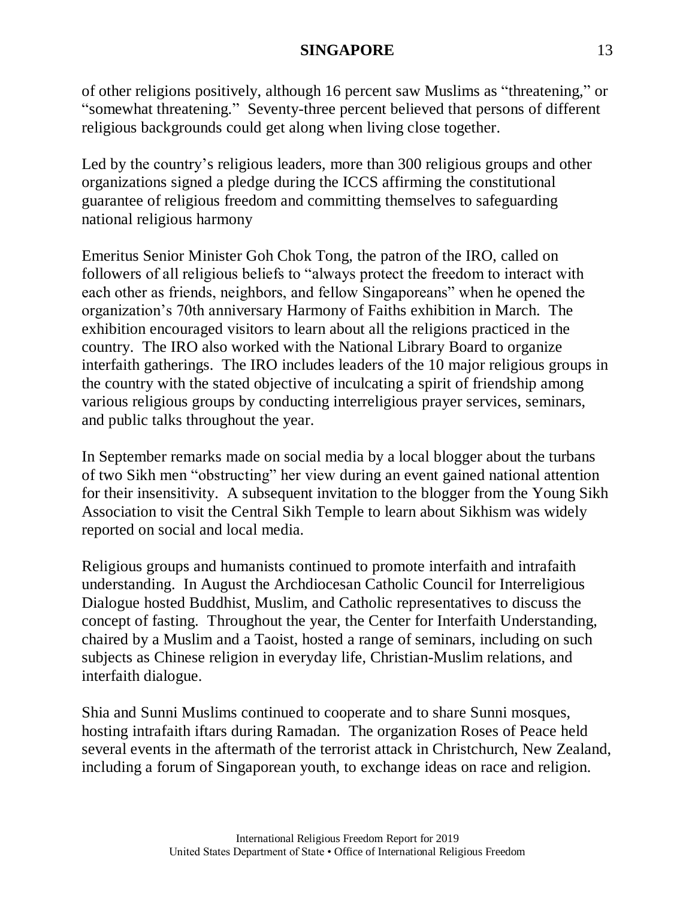of other religions positively, although 16 percent saw Muslims as "threatening," or "somewhat threatening." Seventy-three percent believed that persons of different religious backgrounds could get along when living close together.

Led by the country's religious leaders, more than 300 religious groups and other organizations signed a pledge during the ICCS affirming the constitutional guarantee of religious freedom and committing themselves to safeguarding national religious harmony

Emeritus Senior Minister Goh Chok Tong, the patron of the IRO, called on followers of all religious beliefs to "always protect the freedom to interact with each other as friends, neighbors, and fellow Singaporeans" when he opened the organization's 70th anniversary Harmony of Faiths exhibition in March. The exhibition encouraged visitors to learn about all the religions practiced in the country. The IRO also worked with the National Library Board to organize interfaith gatherings. The IRO includes leaders of the 10 major religious groups in the country with the stated objective of inculcating a spirit of friendship among various religious groups by conducting interreligious prayer services, seminars, and public talks throughout the year.

In September remarks made on social media by a local blogger about the turbans of two Sikh men "obstructing" her view during an event gained national attention for their insensitivity. A subsequent invitation to the blogger from the Young Sikh Association to visit the Central Sikh Temple to learn about Sikhism was widely reported on social and local media.

Religious groups and humanists continued to promote interfaith and intrafaith understanding. In August the Archdiocesan Catholic Council for Interreligious Dialogue hosted Buddhist, Muslim, and Catholic representatives to discuss the concept of fasting. Throughout the year, the Center for Interfaith Understanding, chaired by a Muslim and a Taoist, hosted a range of seminars, including on such subjects as Chinese religion in everyday life, Christian-Muslim relations, and interfaith dialogue.

Shia and Sunni Muslims continued to cooperate and to share Sunni mosques, hosting intrafaith iftars during Ramadan. The organization Roses of Peace held several events in the aftermath of the terrorist attack in Christchurch, New Zealand, including a forum of Singaporean youth, to exchange ideas on race and religion.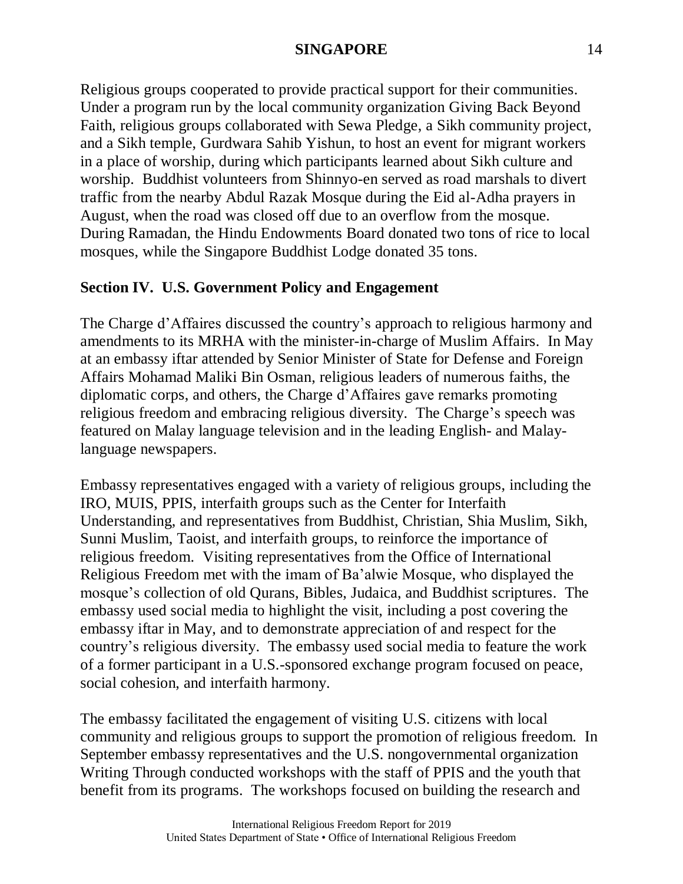Religious groups cooperated to provide practical support for their communities. Under a program run by the local community organization Giving Back Beyond Faith, religious groups collaborated with Sewa Pledge, a Sikh community project, and a Sikh temple, Gurdwara Sahib Yishun, to host an event for migrant workers in a place of worship, during which participants learned about Sikh culture and worship. Buddhist volunteers from Shinnyo-en served as road marshals to divert traffic from the nearby Abdul Razak Mosque during the Eid al-Adha prayers in August, when the road was closed off due to an overflow from the mosque. During Ramadan, the Hindu Endowments Board donated two tons of rice to local mosques, while the Singapore Buddhist Lodge donated 35 tons.

## Section IV. U.S. Government Policy and Engagement

The Charge d'Affaires discussed the country's approach to religious harmony and amendments to its MRHA with the minister-in-charge of Muslim Affairs. In May at an embassy iftar attended by Senior Minister of State for Defense and Foreign Affairs Mohamad Maliki Bin Osman, religious leaders of numerous faiths, the diplomatic corps, and others, the Charge d'Affaires gave remarks promoting religious freedom and embracing religious diversity. The Charge's speech was featured on Malay language television and in the leading English- and Malay-language newspapers.

Embassy representatives engaged with a variety of religious groups, including the IRO, MUIS, PPIS, interfaith groups such as the Center for Interfaith Understanding, and representatives from Buddhist, Christian, Shia Muslim, Sikh, Sunni Muslim, Taoist, and interfaith groups, to reinforce the importance of religious freedom. Visiting representatives from the Office of International Religious Freedom met with the imam of Ba'alwie Mosque, who displayed the mosque's collection of old Qurans, Bibles, Judaica, and Buddhist scriptures. The embassy used social media to highlight the visit, including a post covering the embassy iftar in May, and to demonstrate appreciation of and respect for the country's religious diversity. The embassy used social media to feature the work of a former participant in a U.S.-sponsored exchange program focused on peace, social cohesion, and interfaith harmony.

The embassy facilitated the engagement of visiting U.S. citizens with local community and religious groups to support the promotion of religious freedom. In September embassy representatives and the U.S. nongovernmental organization Writing Through conducted workshops with the staff of PPIS and the youth that benefit from its programs. The workshops focused on building the research and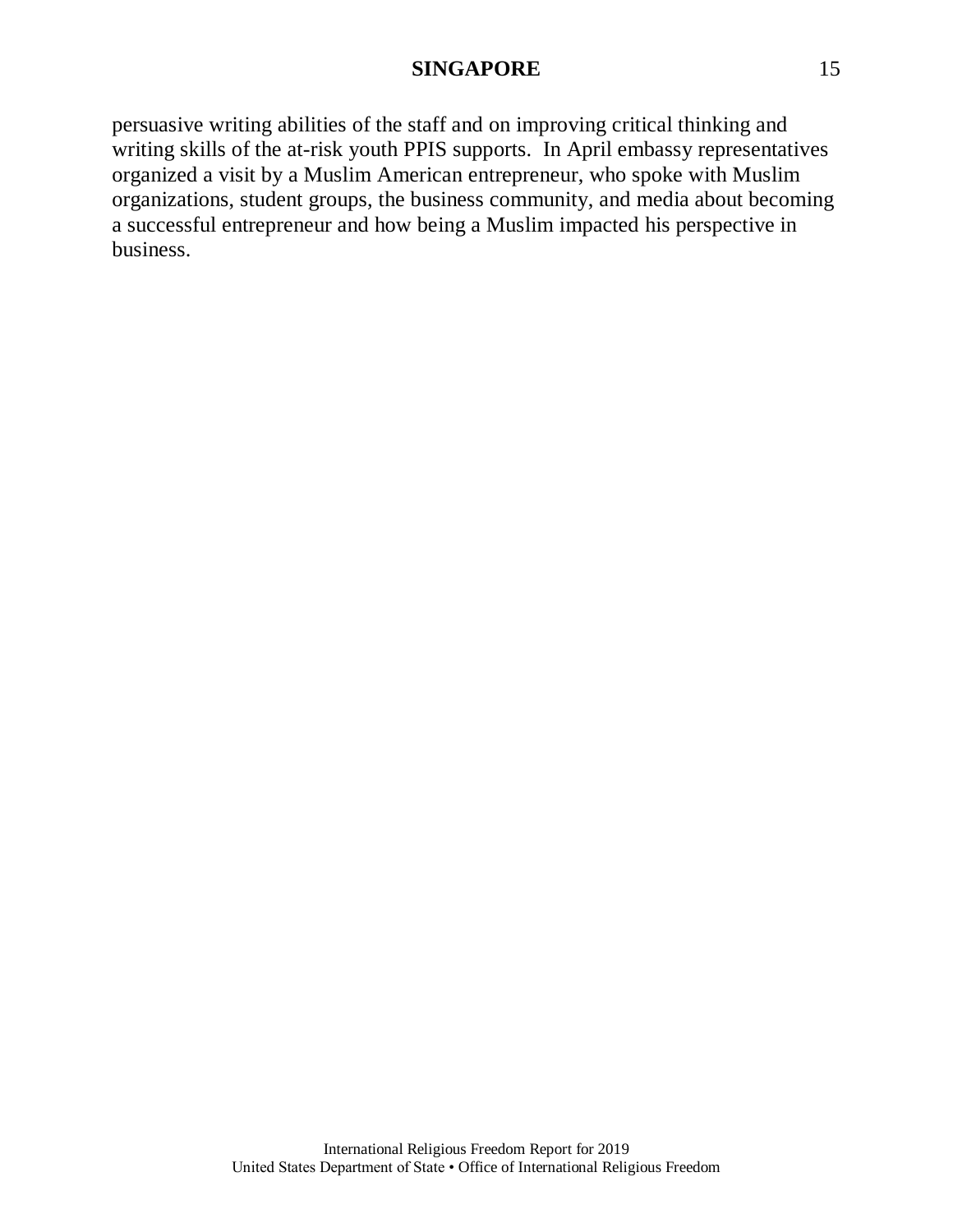persuasive writing abilities of the staff and on improving critical thinking and writing skills of the at-risk youth PPIS supports. In April embassy representatives organized a visit by a Muslim American entrepreneur, who spoke with Muslim organizations, student groups, the business community, and media about becoming a successful entrepreneur and how being a Muslim impacted his perspective in business.